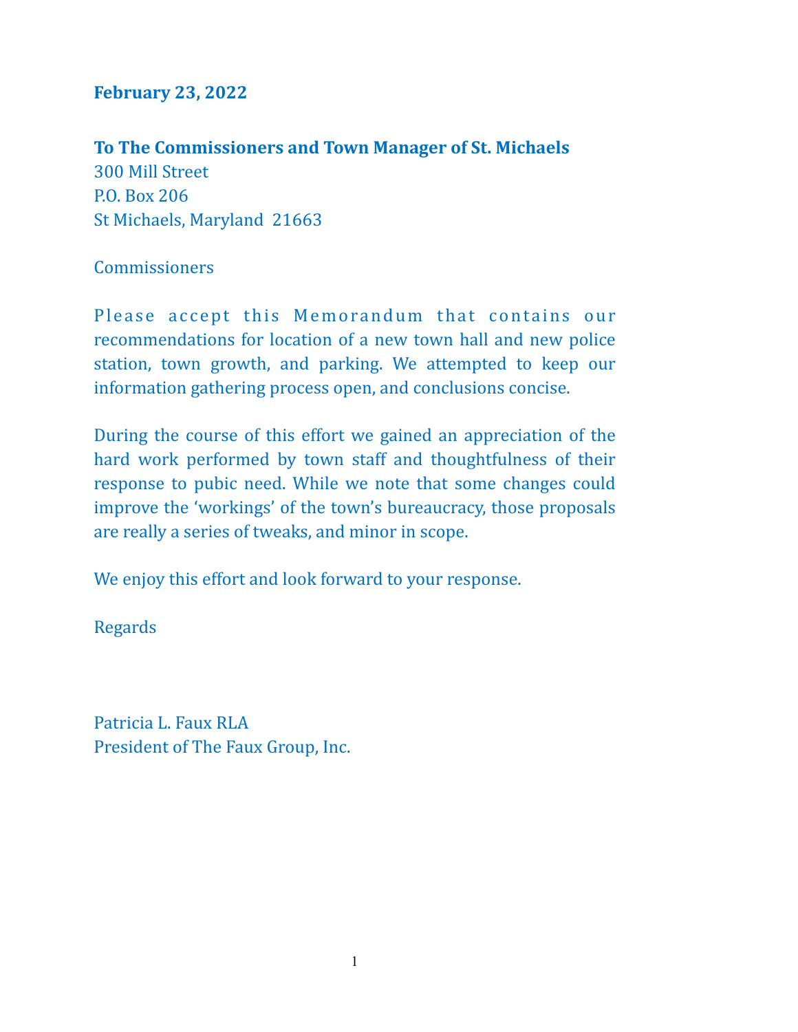**February 23, 2022**

**To The Commissioners and Town Manager of St. Michaels**
300 Mill Street
P.O. Box 206
St Michaels, Maryland 21663

Commissioners

Please accept this Memorandum that contains our recommendations for location of a new town hall and new police station, town growth, and parking. We attempted to keep our information gathering process open, and conclusions concise.

During the course of this effort we gained an appreciation of the hard work performed by town staff and thoughtfulness of their response to pubic need. While we note that some changes could improve the 'workings' of the town's bureaucracy, those proposals are really a series of tweaks, and minor in scope.

We enjoy this effort and look forward to your response.

Regards

Patricia L. Faux RLA
President of The Faux Group, Inc.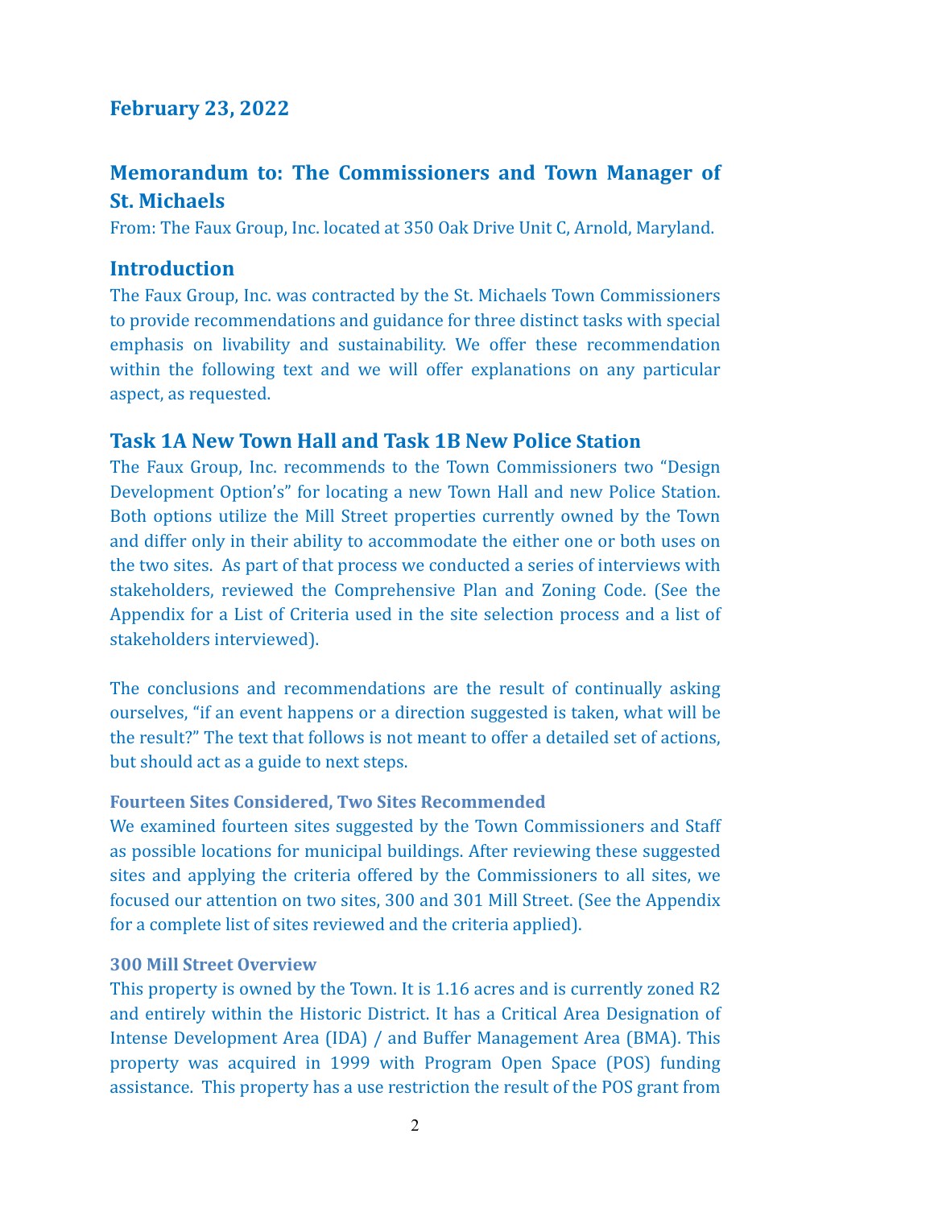**February 23, 2022**

## Memorandum to: The Commissioners and Town Manager of St. Michaels

From: The Faux Group, Inc. located at 350 Oak Drive Unit C, Arnold, Maryland.

## Introduction

The Faux Group, Inc. was contracted by the St. Michaels Town Commissioners to provide recommendations and guidance for three distinct tasks with special emphasis on livability and sustainability. We offer these recommendation within the following text and we will offer explanations on any particular aspect, as requested.

## Task 1A New Town Hall and Task 1B New Police Station

The Faux Group, Inc. recommends to the Town Commissioners two "Design Development Option's" for locating a new Town Hall and new Police Station. Both options utilize the Mill Street properties currently owned by the Town and differ only in their ability to accommodate the either one or both uses on the two sites. As part of that process we conducted a series of interviews with stakeholders, reviewed the Comprehensive Plan and Zoning Code. (See the Appendix for a List of Criteria used in the site selection process and a list of stakeholders interviewed).

The conclusions and recommendations are the result of continually asking ourselves, "if an event happens or a direction suggested is taken, what will be the result?" The text that follows is not meant to offer a detailed set of actions, but should act as a guide to next steps.

### Fourteen Sites Considered, Two Sites Recommended

We examined fourteen sites suggested by the Town Commissioners and Staff as possible locations for municipal buildings. After reviewing these suggested sites and applying the criteria offered by the Commissioners to all sites, we focused our attention on two sites, 300 and 301 Mill Street. (See the Appendix for a complete list of sites reviewed and the criteria applied).

### 300 Mill Street Overview

This property is owned by the Town. It is 1.16 acres and is currently zoned R2 and entirely within the Historic District. It has a Critical Area Designation of Intense Development Area (IDA) / and Buffer Management Area (BMA). This property was acquired in 1999 with Program Open Space (POS) funding assistance. This property has a use restriction the result of the POS grant from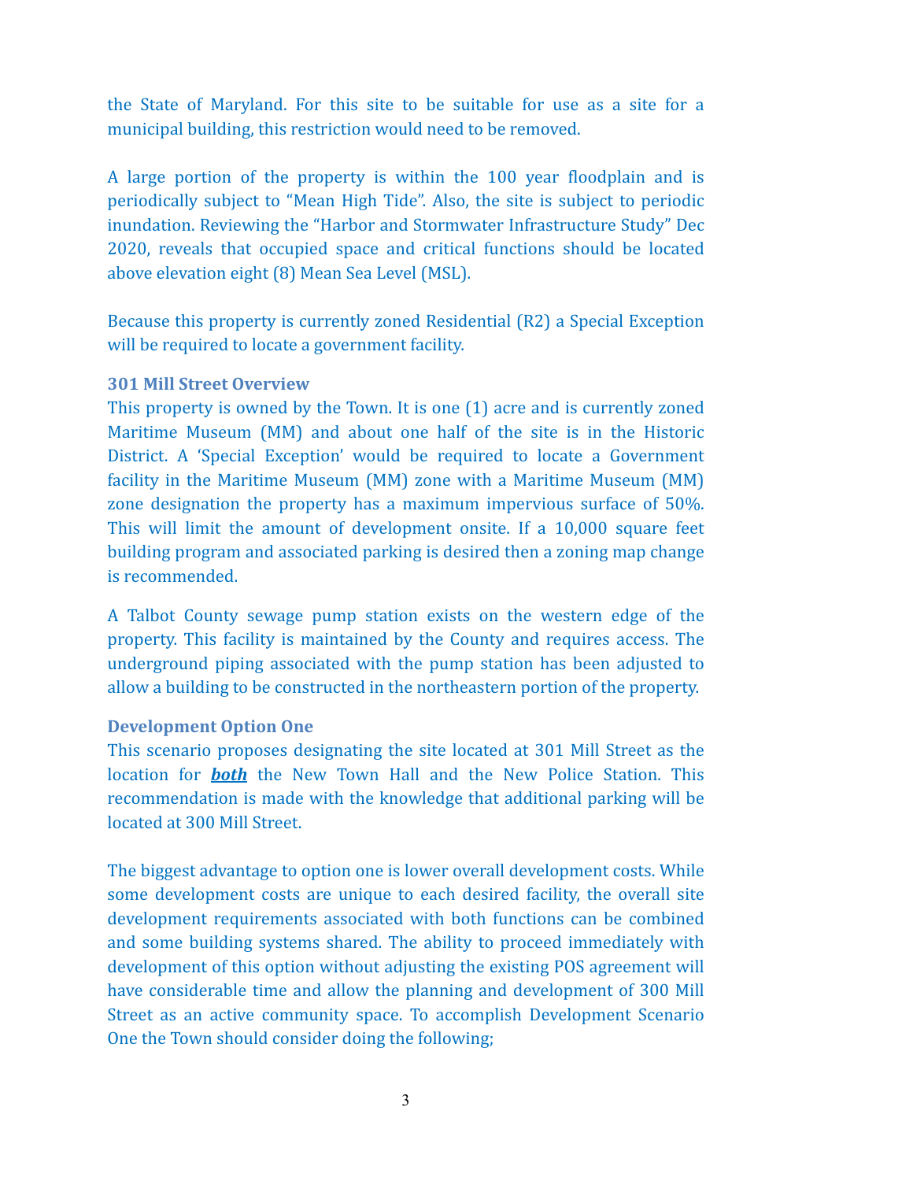the State of Maryland. For this site to be suitable for use as a site for a municipal building, this restriction would need to be removed.

A large portion of the property is within the 100 year floodplain and is periodically subject to "Mean High Tide". Also, the site is subject to periodic inundation. Reviewing the "Harbor and Stormwater Infrastructure Study" Dec 2020, reveals that occupied space and critical functions should be located above elevation eight (8) Mean Sea Level (MSL).

Because this property is currently zoned Residential (R2) a Special Exception will be required to locate a government facility.

### 301 Mill Street Overview

This property is owned by the Town. It is one (1) acre and is currently zoned Maritime Museum (MM) and about one half of the site is in the Historic District. A 'Special Exception' would be required to locate a Government facility in the Maritime Museum (MM) zone with a Maritime Museum (MM) zone designation the property has a maximum impervious surface of 50%. This will limit the amount of development onsite. If a 10,000 square feet building program and associated parking is desired then a zoning map change is recommended.

A Talbot County sewage pump station exists on the western edge of the property. This facility is maintained by the County and requires access. The underground piping associated with the pump station has been adjusted to allow a building to be constructed in the northeastern portion of the property.

### Development Option One

This scenario proposes designating the site located at 301 Mill Street as the location for ***both*** the New Town Hall and the New Police Station. This recommendation is made with the knowledge that additional parking will be located at 300 Mill Street.

The biggest advantage to option one is lower overall development costs. While some development costs are unique to each desired facility, the overall site development requirements associated with both functions can be combined and some building systems shared. The ability to proceed immediately with development of this option without adjusting the existing POS agreement will have considerable time and allow the planning and development of 300 Mill Street as an active community space. To accomplish Development Scenario One the Town should consider doing the following;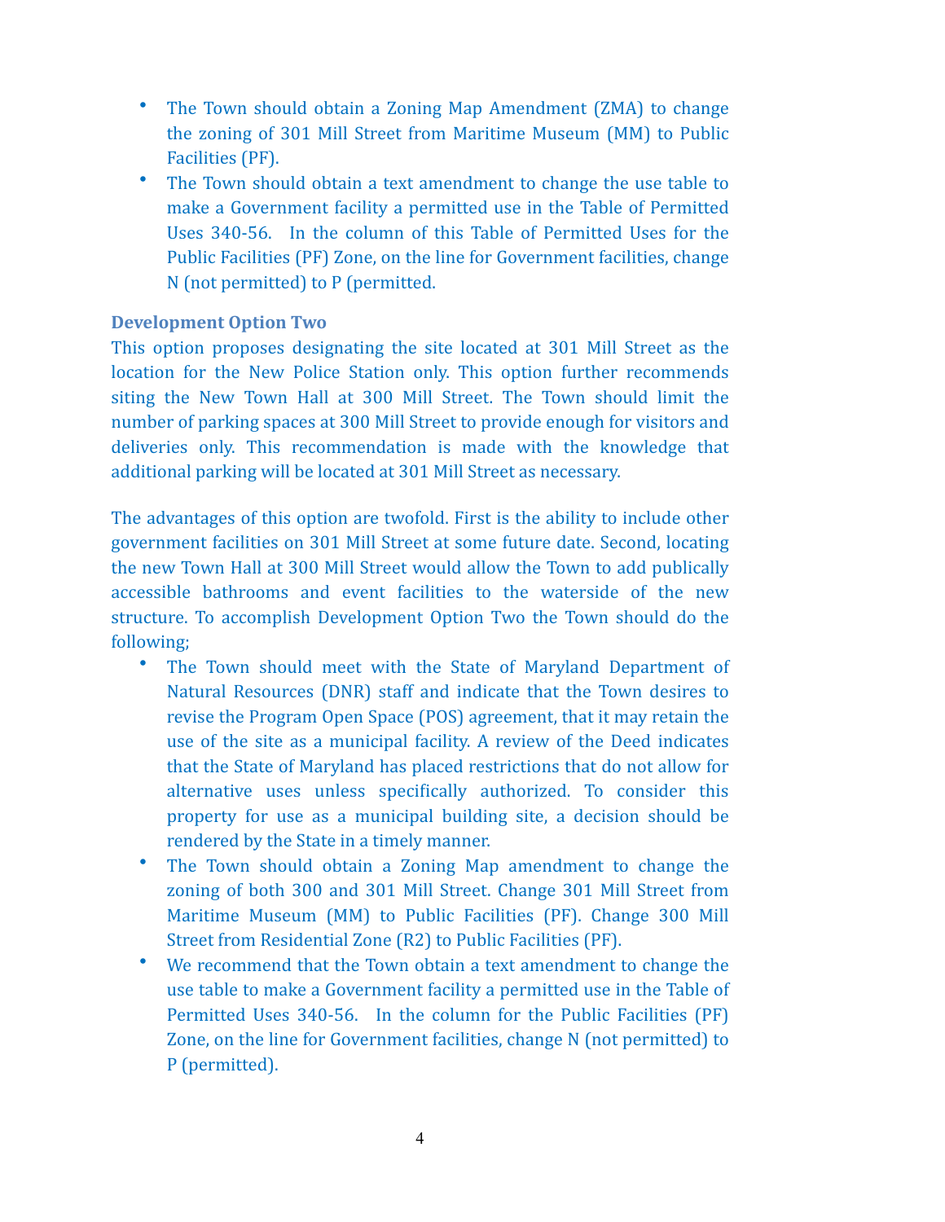- The Town should obtain a Zoning Map Amendment (ZMA) to change the zoning of 301 Mill Street from Maritime Museum (MM) to Public Facilities (PF).
- The Town should obtain a text amendment to change the use table to make a Government facility a permitted use in the Table of Permitted Uses 340-56. In the column of this Table of Permitted Uses for the Public Facilities (PF) Zone, on the line for Government facilities, change N (not permitted) to P (permitted.

### Development Option Two

This option proposes designating the site located at 301 Mill Street as the location for the New Police Station only. This option further recommends siting the New Town Hall at 300 Mill Street. The Town should limit the number of parking spaces at 300 Mill Street to provide enough for visitors and deliveries only. This recommendation is made with the knowledge that additional parking will be located at 301 Mill Street as necessary.

The advantages of this option are twofold. First is the ability to include other government facilities on 301 Mill Street at some future date. Second, locating the new Town Hall at 300 Mill Street would allow the Town to add publically accessible bathrooms and event facilities to the waterside of the new structure. To accomplish Development Option Two the Town should do the following;

- The Town should meet with the State of Maryland Department of Natural Resources (DNR) staff and indicate that the Town desires to revise the Program Open Space (POS) agreement, that it may retain the use of the site as a municipal facility. A review of the Deed indicates that the State of Maryland has placed restrictions that do not allow for alternative uses unless specifically authorized. To consider this property for use as a municipal building site, a decision should be rendered by the State in a timely manner.
- The Town should obtain a Zoning Map amendment to change the zoning of both 300 and 301 Mill Street. Change 301 Mill Street from Maritime Museum (MM) to Public Facilities (PF). Change 300 Mill Street from Residential Zone (R2) to Public Facilities (PF).
- We recommend that the Town obtain a text amendment to change the use table to make a Government facility a permitted use in the Table of Permitted Uses 340-56. In the column for the Public Facilities (PF) Zone, on the line for Government facilities, change N (not permitted) to P (permitted).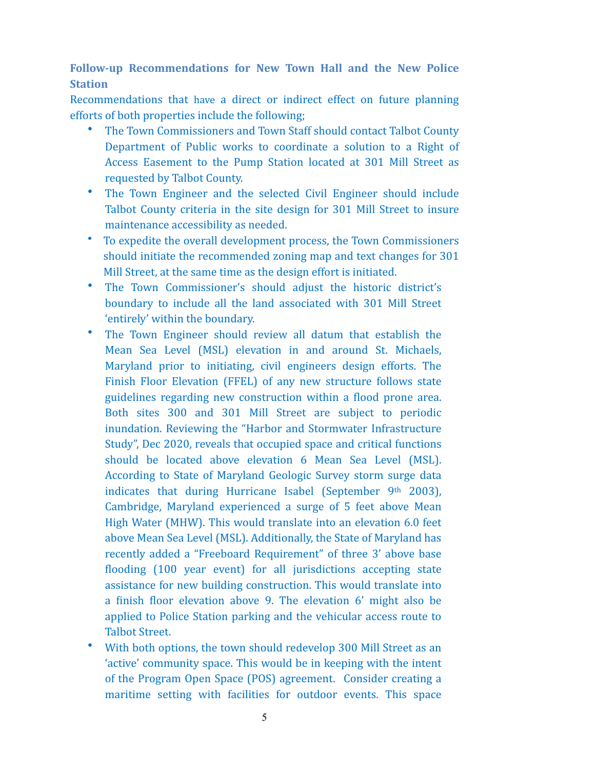### Follow-up Recommendations for New Town Hall and the New Police Station

Recommendations that have a direct or indirect effect on future planning efforts of both properties include the following;

- The Town Commissioners and Town Staff should contact Talbot County Department of Public works to coordinate a solution to a Right of Access Easement to the Pump Station located at 301 Mill Street as requested by Talbot County.
- The Town Engineer and the selected Civil Engineer should include Talbot County criteria in the site design for 301 Mill Street to insure maintenance accessibility as needed.
- To expedite the overall development process, the Town Commissioners should initiate the recommended zoning map and text changes for 301 Mill Street, at the same time as the design effort is initiated.
- The Town Commissioner's should adjust the historic district's boundary to include all the land associated with 301 Mill Street 'entirely' within the boundary.
- The Town Engineer should review all datum that establish the Mean Sea Level (MSL) elevation in and around St. Michaels, Maryland prior to initiating, civil engineers design efforts. The Finish Floor Elevation (FFEL) of any new structure follows state guidelines regarding new construction within a flood prone area. Both sites 300 and 301 Mill Street are subject to periodic inundation. Reviewing the "Harbor and Stormwater Infrastructure Study", Dec 2020, reveals that occupied space and critical functions should be located above elevation 6 Mean Sea Level (MSL). According to State of Maryland Geologic Survey storm surge data indicates that during Hurricane Isabel (September 9th 2003), Cambridge, Maryland experienced a surge of 5 feet above Mean High Water (MHW). This would translate into an elevation 6.0 feet above Mean Sea Level (MSL). Additionally, the State of Maryland has recently added a "Freeboard Requirement" of three 3' above base flooding (100 year event) for all jurisdictions accepting state assistance for new building construction. This would translate into a finish floor elevation above 9. The elevation 6' might also be applied to Police Station parking and the vehicular access route to Talbot Street.
- With both options, the town should redevelop 300 Mill Street as an 'active' community space. This would be in keeping with the intent of the Program Open Space (POS) agreement. Consider creating a maritime setting with facilities for outdoor events. This space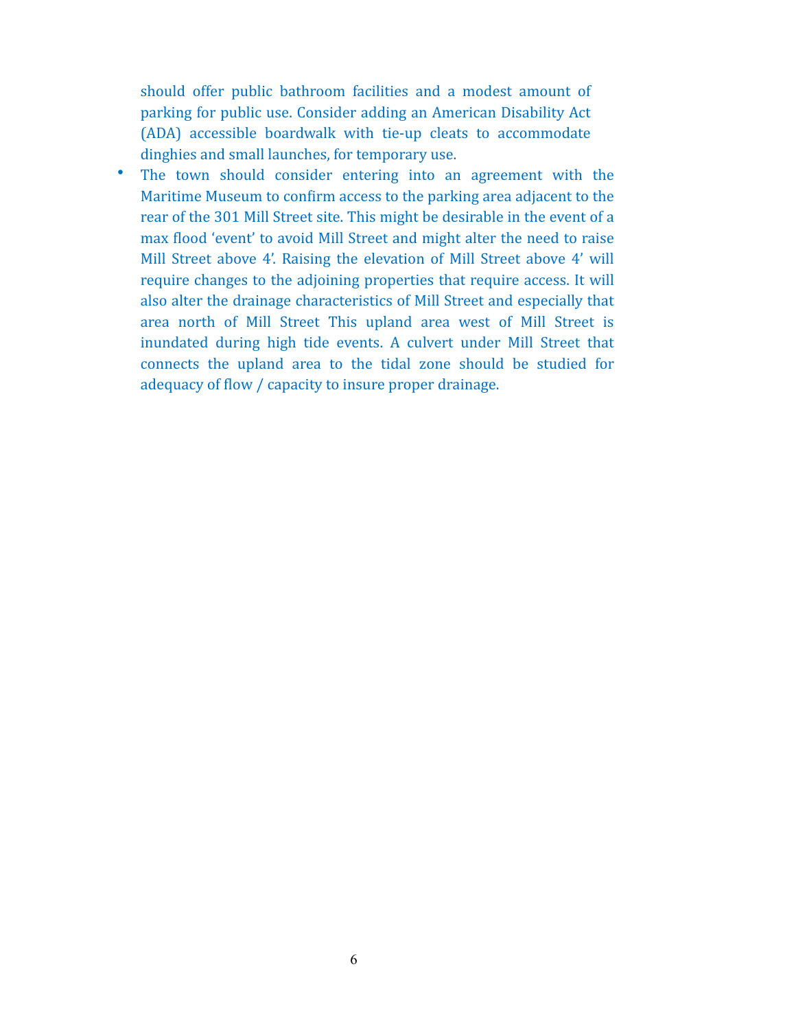should offer public bathroom facilities and a modest amount of parking for public use. Consider adding an American Disability Act (ADA) accessible boardwalk with tie-up cleats to accommodate dinghies and small launches, for temporary use.

- The town should consider entering into an agreement with the Maritime Museum to confirm access to the parking area adjacent to the rear of the 301 Mill Street site. This might be desirable in the event of a max flood 'event' to avoid Mill Street and might alter the need to raise Mill Street above 4'. Raising the elevation of Mill Street above 4' will require changes to the adjoining properties that require access. It will also alter the drainage characteristics of Mill Street and especially that area north of Mill Street This upland area west of Mill Street is inundated during high tide events. A culvert under Mill Street that connects the upland area to the tidal zone should be studied for adequacy of flow / capacity to insure proper drainage.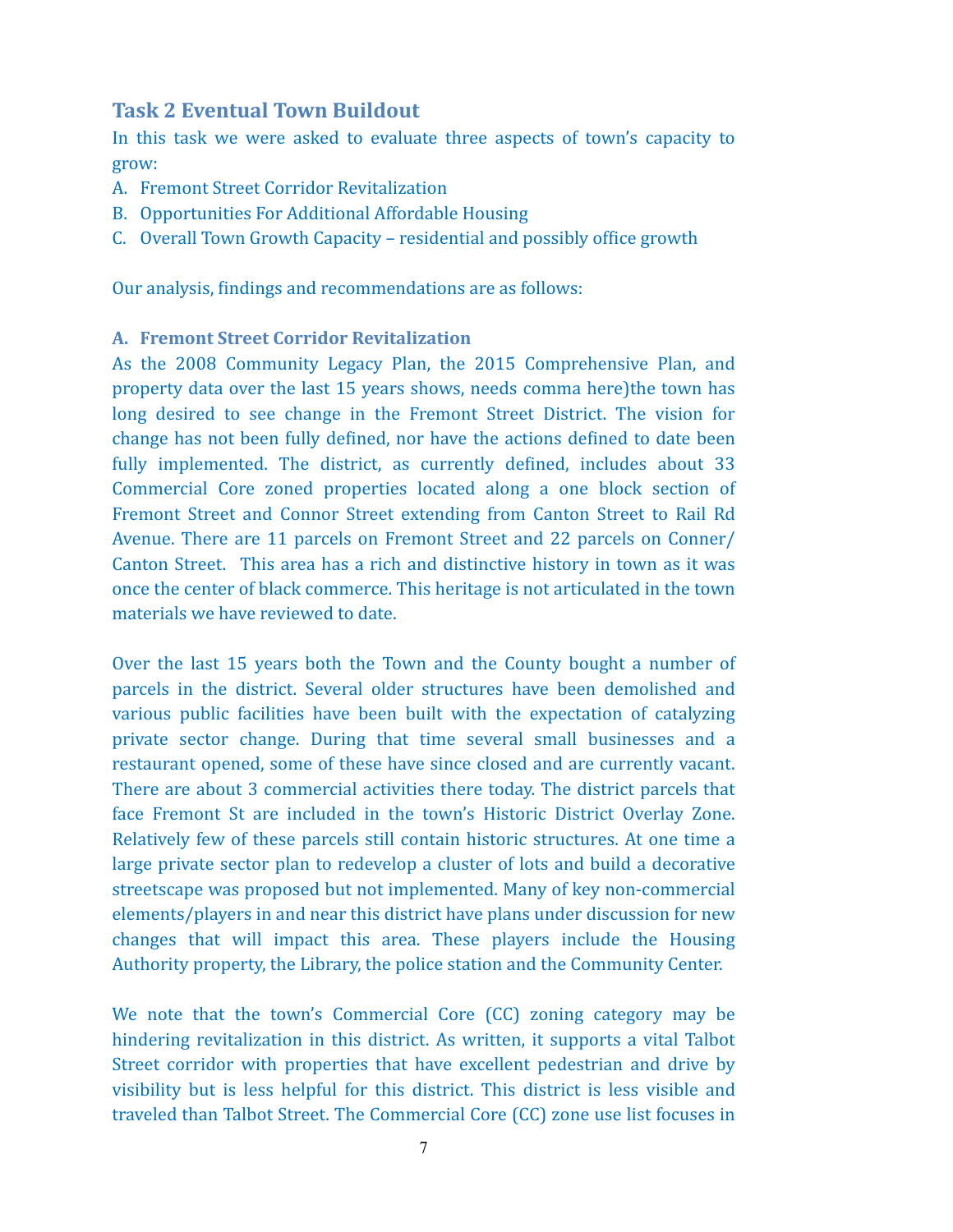## Task 2 Eventual Town Buildout

In this task we were asked to evaluate three aspects of town's capacity to grow:

A. Fremont Street Corridor Revitalization
B. Opportunities For Additional Affordable Housing
C. Overall Town Growth Capacity – residential and possibly office growth

Our analysis, findings and recommendations are as follows:

### A. Fremont Street Corridor Revitalization

As the 2008 Community Legacy Plan, the 2015 Comprehensive Plan, and property data over the last 15 years shows, needs comma here)the town has long desired to see change in the Fremont Street District. The vision for change has not been fully defined, nor have the actions defined to date been fully implemented. The district, as currently defined, includes about 33 Commercial Core zoned properties located along a one block section of Fremont Street and Connor Street extending from Canton Street to Rail Rd Avenue. There are 11 parcels on Fremont Street and 22 parcels on Conner/ Canton Street. This area has a rich and distinctive history in town as it was once the center of black commerce. This heritage is not articulated in the town materials we have reviewed to date.

Over the last 15 years both the Town and the County bought a number of parcels in the district. Several older structures have been demolished and various public facilities have been built with the expectation of catalyzing private sector change. During that time several small businesses and a restaurant opened, some of these have since closed and are currently vacant. There are about 3 commercial activities there today. The district parcels that face Fremont St are included in the town's Historic District Overlay Zone. Relatively few of these parcels still contain historic structures. At one time a large private sector plan to redevelop a cluster of lots and build a decorative streetscape was proposed but not implemented. Many of key non-commercial elements/players in and near this district have plans under discussion for new changes that will impact this area. These players include the Housing Authority property, the Library, the police station and the Community Center.

We note that the town's Commercial Core (CC) zoning category may be hindering revitalization in this district. As written, it supports a vital Talbot Street corridor with properties that have excellent pedestrian and drive by visibility but is less helpful for this district. This district is less visible and traveled than Talbot Street. The Commercial Core (CC) zone use list focuses in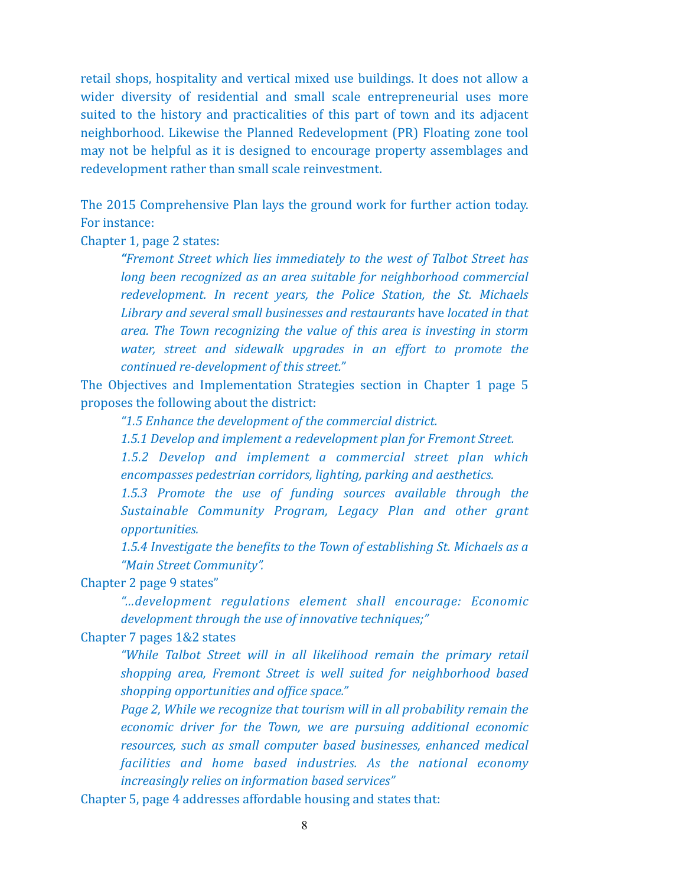retail shops, hospitality and vertical mixed use buildings. It does not allow a wider diversity of residential and small scale entrepreneurial uses more suited to the history and practicalities of this part of town and its adjacent neighborhood. Likewise the Planned Redevelopment (PR) Floating zone tool may not be helpful as it is designed to encourage property assemblages and redevelopment rather than small scale reinvestment.

The 2015 Comprehensive Plan lays the ground work for further action today. For instance:

Chapter 1, page 2 states:

> *"Fremont Street which lies immediately to the west of Talbot Street has long been recognized as an area suitable for neighborhood commercial redevelopment. In recent years, the Police Station, the St. Michaels Library and several small businesses and restaurants* have *located in that area. The Town recognizing the value of this area is investing in storm water, street and sidewalk upgrades in an effort to promote the continued re-development of this street."*

The Objectives and Implementation Strategies section in Chapter 1 page 5 proposes the following about the district:

> *"1.5 Enhance the development of the commercial district.*
>
> *1.5.1 Develop and implement a redevelopment plan for Fremont Street.*
>
> *1.5.2 Develop and implement a commercial street plan which encompasses pedestrian corridors, lighting, parking and aesthetics.*
>
> *1.5.3 Promote the use of funding sources available through the Sustainable Community Program, Legacy Plan and other grant opportunities.*
>
> *1.5.4 Investigate the benefits to the Town of establishing St. Michaels as a "Main Street Community".*

Chapter 2 page 9 states"

> *"...development regulations element shall encourage: Economic development through the use of innovative techniques;"*

Chapter 7 pages 1&2 states

> *"While Talbot Street will in all likelihood remain the primary retail shopping area, Fremont Street is well suited for neighborhood based shopping opportunities and office space."*
>
> *Page 2, While we recognize that tourism will in all probability remain the economic driver for the Town, we are pursuing additional economic resources, such as small computer based businesses, enhanced medical facilities and home based industries. As the national economy increasingly relies on information based services"*

Chapter 5, page 4 addresses affordable housing and states that: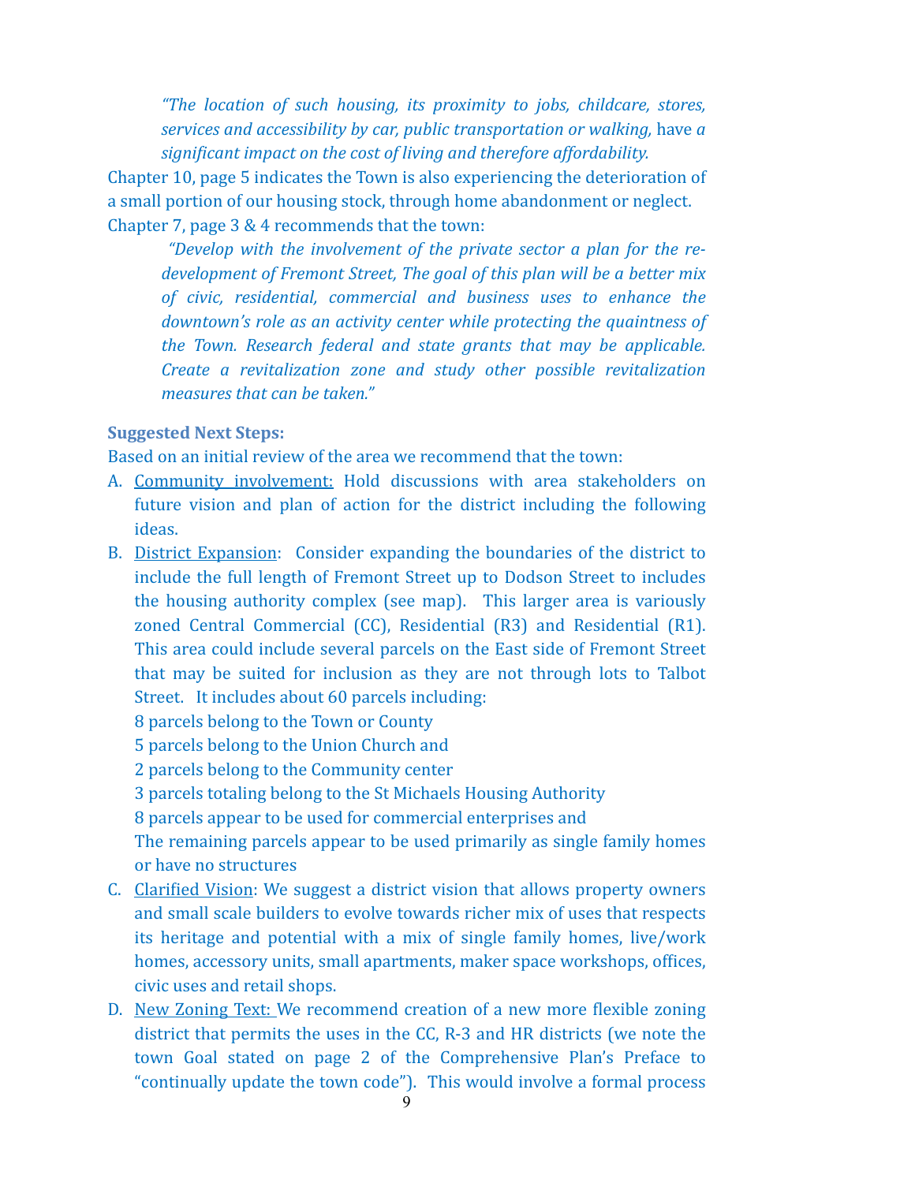*"The location of such housing, its proximity to jobs, childcare, stores, services and accessibility by car, public transportation or walking,* have *a significant impact on the cost of living and therefore affordability.*

Chapter 10, page 5 indicates the Town is also experiencing the deterioration of a small portion of our housing stock, through home abandonment or neglect.

Chapter 7, page 3 & 4 recommends that the town:

> *"Develop with the involvement of the private sector a plan for the re-development of Fremont Street, The goal of this plan will be a better mix of civic, residential, commercial and business uses to enhance the downtown's role as an activity center while protecting the quaintness of the Town. Research federal and state grants that may be applicable. Create a revitalization zone and study other possible revitalization measures that can be taken."*

**Suggested Next Steps:**

Based on an initial review of the area we recommend that the town:

A. Community involvement: Hold discussions with area stakeholders on future vision and plan of action for the district including the following ideas.

B. District Expansion: Consider expanding the boundaries of the district to include the full length of Fremont Street up to Dodson Street to includes the housing authority complex (see map). This larger area is variously zoned Central Commercial (CC), Residential (R3) and Residential (R1). This area could include several parcels on the East side of Fremont Street that may be suited for inclusion as they are not through lots to Talbot Street. It includes about 60 parcels including:
   8 parcels belong to the Town or County
   5 parcels belong to the Union Church and
   2 parcels belong to the Community center
   3 parcels totaling belong to the St Michaels Housing Authority
   8 parcels appear to be used for commercial enterprises and
   The remaining parcels appear to be used primarily as single family homes or have no structures

C. Clarified Vision: We suggest a district vision that allows property owners and small scale builders to evolve towards richer mix of uses that respects its heritage and potential with a mix of single family homes, live/work homes, accessory units, small apartments, maker space workshops, offices, civic uses and retail shops.

D. New Zoning Text: We recommend creation of a new more flexible zoning district that permits the uses in the CC, R-3 and HR districts (we note the town Goal stated on page 2 of the Comprehensive Plan's Preface to "continually update the town code"). This would involve a formal process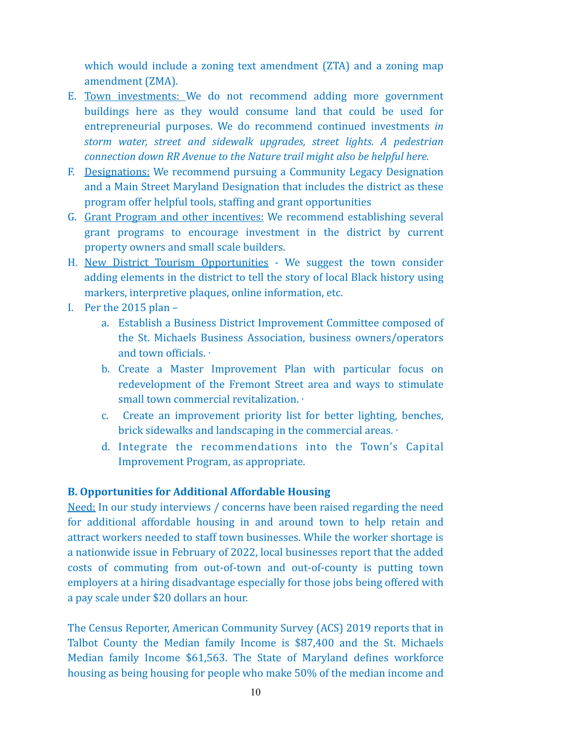which would include a zoning text amendment (ZTA) and a zoning map amendment (ZMA).

E. Town investments: We do not recommend adding more government buildings here as they would consume land that could be used for entrepreneurial purposes. We do recommend continued investments *in storm water, street and sidewalk upgrades, street lights. A pedestrian connection down RR Avenue to the Nature trail might also be helpful here.*
F. Designations: We recommend pursuing a Community Legacy Designation and a Main Street Maryland Designation that includes the district as these program offer helpful tools, staffing and grant opportunities
G. Grant Program and other incentives: We recommend establishing several grant programs to encourage investment in the district by current property owners and small scale builders.
H. New District Tourism Opportunities - We suggest the town consider adding elements in the district to tell the story of local Black history using markers, interpretive plaques, online information, etc.
I. Per the 2015 plan –
   a. Establish a Business District Improvement Committee composed of the St. Michaels Business Association, business owners/operators and town officials. ·
   b. Create a Master Improvement Plan with particular focus on redevelopment of the Fremont Street area and ways to stimulate small town commercial revitalization. ·
   c. Create an improvement priority list for better lighting, benches, brick sidewalks and landscaping in the commercial areas. ·
   d. Integrate the recommendations into the Town's Capital Improvement Program, as appropriate.

**B. Opportunities for Additional Affordable Housing**

Need: In our study interviews / concerns have been raised regarding the need for additional affordable housing in and around town to help retain and attract workers needed to staff town businesses. While the worker shortage is a nationwide issue in February of 2022, local businesses report that the added costs of commuting from out-of-town and out-of-county is putting town employers at a hiring disadvantage especially for those jobs being offered with a pay scale under $20 dollars an hour.

The Census Reporter, American Community Survey (ACS) 2019 reports that in Talbot County the Median family Income is $87,400 and the St. Michaels Median family Income $61,563. The State of Maryland defines workforce housing as being housing for people who make 50% of the median income and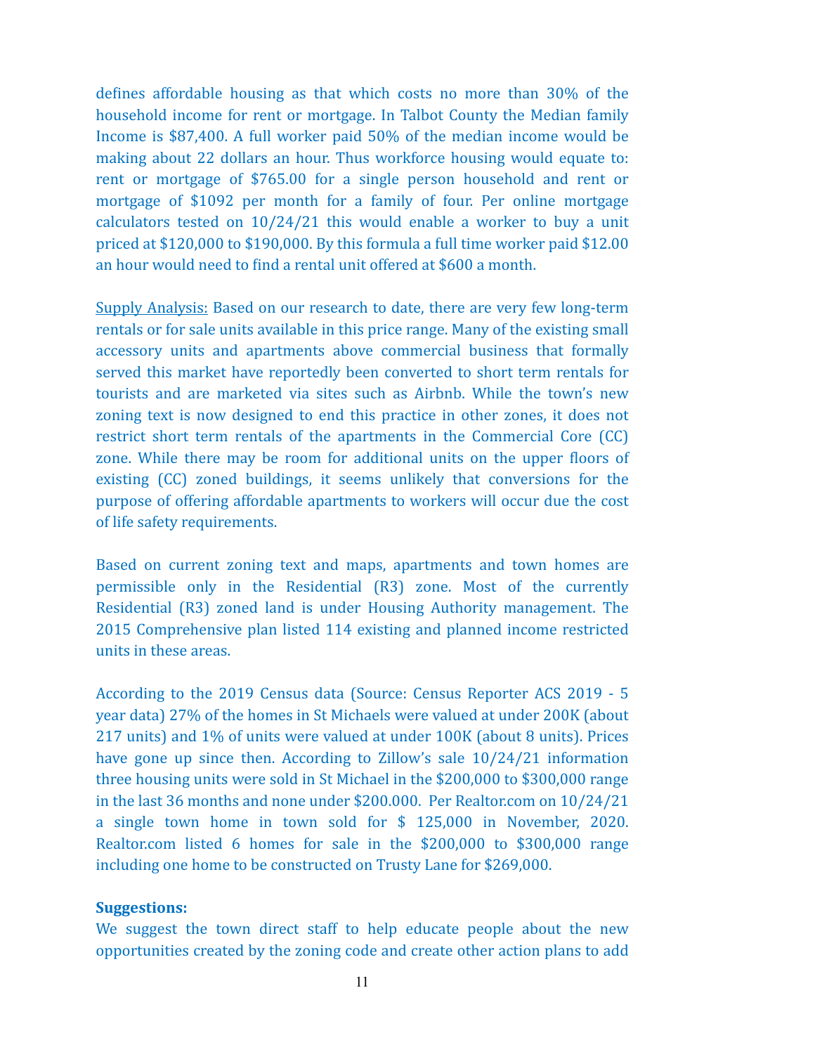defines affordable housing as that which costs no more than 30% of the household income for rent or mortgage. In Talbot County the Median family Income is $87,400. A full worker paid 50% of the median income would be making about 22 dollars an hour. Thus workforce housing would equate to: rent or mortgage of $765.00 for a single person household and rent or mortgage of $1092 per month for a family of four. Per online mortgage calculators tested on 10/24/21 this would enable a worker to buy a unit priced at $120,000 to $190,000. By this formula a full time worker paid $12.00 an hour would need to find a rental unit offered at $600 a month.

Supply Analysis: Based on our research to date, there are very few long-term rentals or for sale units available in this price range. Many of the existing small accessory units and apartments above commercial business that formally served this market have reportedly been converted to short term rentals for tourists and are marketed via sites such as Airbnb. While the town's new zoning text is now designed to end this practice in other zones, it does not restrict short term rentals of the apartments in the Commercial Core (CC) zone. While there may be room for additional units on the upper floors of existing (CC) zoned buildings, it seems unlikely that conversions for the purpose of offering affordable apartments to workers will occur due the cost of life safety requirements.

Based on current zoning text and maps, apartments and town homes are permissible only in the Residential (R3) zone. Most of the currently Residential (R3) zoned land is under Housing Authority management. The 2015 Comprehensive plan listed 114 existing and planned income restricted units in these areas.

According to the 2019 Census data (Source: Census Reporter ACS 2019 - 5 year data) 27% of the homes in St Michaels were valued at under 200K (about 217 units) and 1% of units were valued at under 100K (about 8 units). Prices have gone up since then. According to Zillow's sale 10/24/21 information three housing units were sold in St Michael in the $200,000 to $300,000 range in the last 36 months and none under $200.000. Per Realtor.com on 10/24/21 a single town home in town sold for $ 125,000 in November, 2020. Realtor.com listed 6 homes for sale in the $200,000 to $300,000 range including one home to be constructed on Trusty Lane for $269,000.

**Suggestions:**

We suggest the town direct staff to help educate people about the new opportunities created by the zoning code and create other action plans to add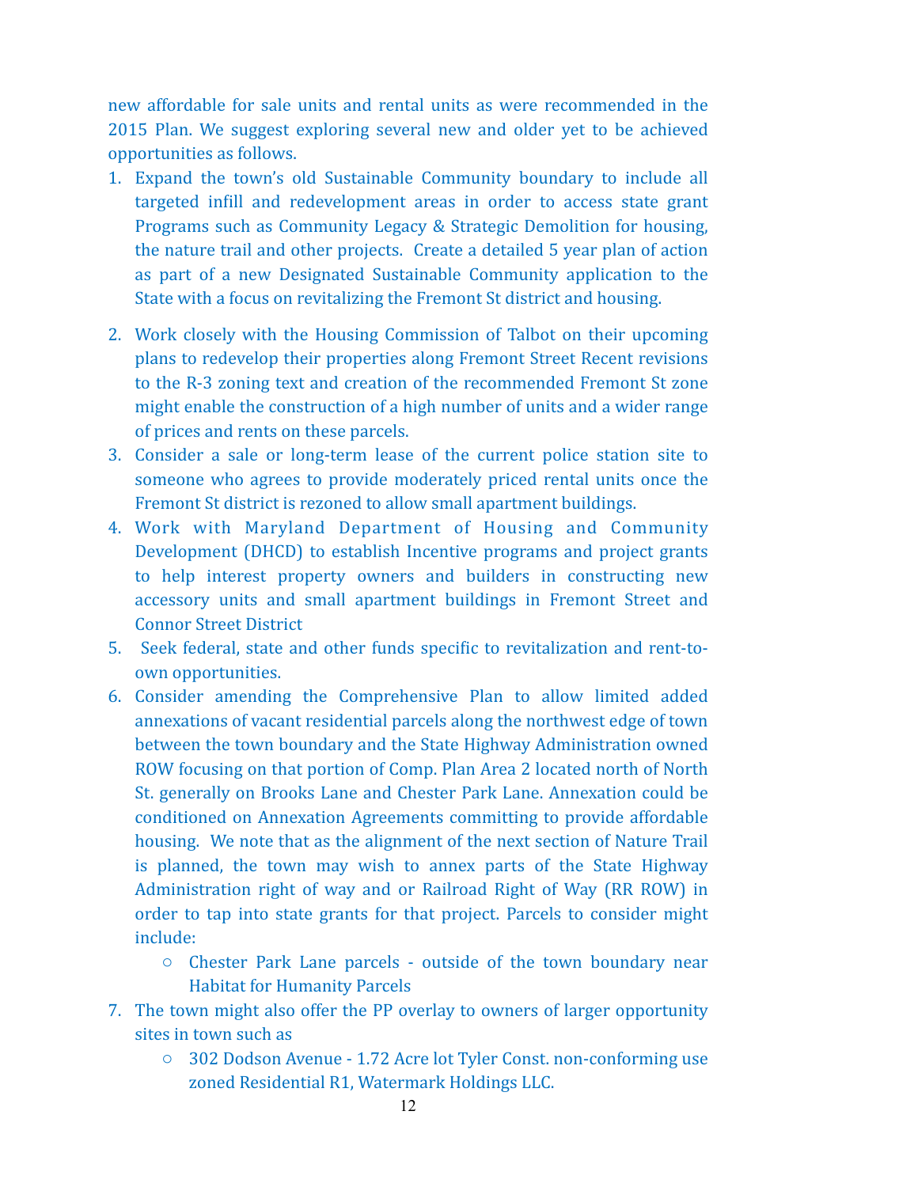new affordable for sale units and rental units as were recommended in the 2015 Plan. We suggest exploring several new and older yet to be achieved opportunities as follows.

1. Expand the town's old Sustainable Community boundary to include all targeted infill and redevelopment areas in order to access state grant Programs such as Community Legacy & Strategic Demolition for housing, the nature trail and other projects. Create a detailed 5 year plan of action as part of a new Designated Sustainable Community application to the State with a focus on revitalizing the Fremont St district and housing.

2. Work closely with the Housing Commission of Talbot on their upcoming plans to redevelop their properties along Fremont Street Recent revisions to the R-3 zoning text and creation of the recommended Fremont St zone might enable the construction of a high number of units and a wider range of prices and rents on these parcels.
3. Consider a sale or long-term lease of the current police station site to someone who agrees to provide moderately priced rental units once the Fremont St district is rezoned to allow small apartment buildings.
4. Work with Maryland Department of Housing and Community Development (DHCD) to establish Incentive programs and project grants to help interest property owners and builders in constructing new accessory units and small apartment buildings in Fremont Street and Connor Street District
5. Seek federal, state and other funds specific to revitalization and rent-to-own opportunities.
6. Consider amending the Comprehensive Plan to allow limited added annexations of vacant residential parcels along the northwest edge of town between the town boundary and the State Highway Administration owned ROW focusing on that portion of Comp. Plan Area 2 located north of North St. generally on Brooks Lane and Chester Park Lane. Annexation could be conditioned on Annexation Agreements committing to provide affordable housing. We note that as the alignment of the next section of Nature Trail is planned, the town may wish to annex parts of the State Highway Administration right of way and or Railroad Right of Way (RR ROW) in order to tap into state grants for that project. Parcels to consider might include:
    - Chester Park Lane parcels - outside of the town boundary near Habitat for Humanity Parcels
7. The town might also offer the PP overlay to owners of larger opportunity sites in town such as
    - 302 Dodson Avenue - 1.72 Acre lot Tyler Const. non-conforming use zoned Residential R1, Watermark Holdings LLC.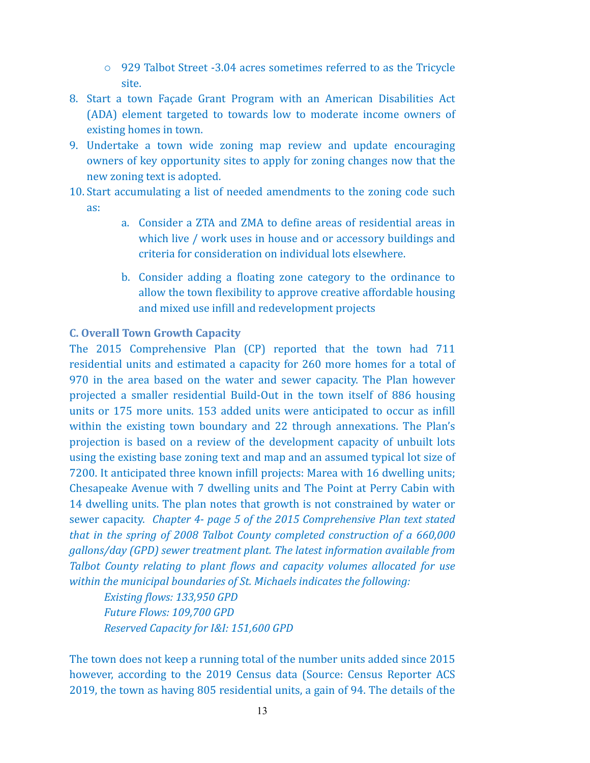- 929 Talbot Street -3.04 acres sometimes referred to as the Tricycle site.

8. Start a town Façade Grant Program with an American Disabilities Act (ADA) element targeted to towards low to moderate income owners of existing homes in town.
9. Undertake a town wide zoning map review and update encouraging owners of key opportunity sites to apply for zoning changes now that the new zoning text is adopted.
10. Start accumulating a list of needed amendments to the zoning code such as:
    a. Consider a ZTA and ZMA to define areas of residential areas in which live / work uses in house and or accessory buildings and criteria for consideration on individual lots elsewhere.
    b. Consider adding a floating zone category to the ordinance to allow the town flexibility to approve creative affordable housing and mixed use infill and redevelopment projects

### C. Overall Town Growth Capacity

The 2015 Comprehensive Plan (CP) reported that the town had 711 residential units and estimated a capacity for 260 more homes for a total of 970 in the area based on the water and sewer capacity. The Plan however projected a smaller residential Build-Out in the town itself of 886 housing units or 175 more units. 153 added units were anticipated to occur as infill within the existing town boundary and 22 through annexations. The Plan's projection is based on a review of the development capacity of unbuilt lots using the existing base zoning text and map and an assumed typical lot size of 7200. It anticipated three known infill projects: Marea with 16 dwelling units; Chesapeake Avenue with 7 dwelling units and The Point at Perry Cabin with 14 dwelling units. The plan notes that growth is not constrained by water or sewer capacity. *Chapter 4- page 5 of the 2015 Comprehensive Plan text stated that in the spring of 2008 Talbot County completed construction of a 660,000 gallons/day (GPD) sewer treatment plant. The latest information available from Talbot County relating to plant flows and capacity volumes allocated for use within the municipal boundaries of St. Michaels indicates the following:*

*Existing flows: 133,950 GPD*
*Future Flows: 109,700 GPD*
*Reserved Capacity for I&I: 151,600 GPD*

The town does not keep a running total of the number units added since 2015 however, according to the 2019 Census data (Source: Census Reporter ACS 2019, the town as having 805 residential units, a gain of 94. The details of the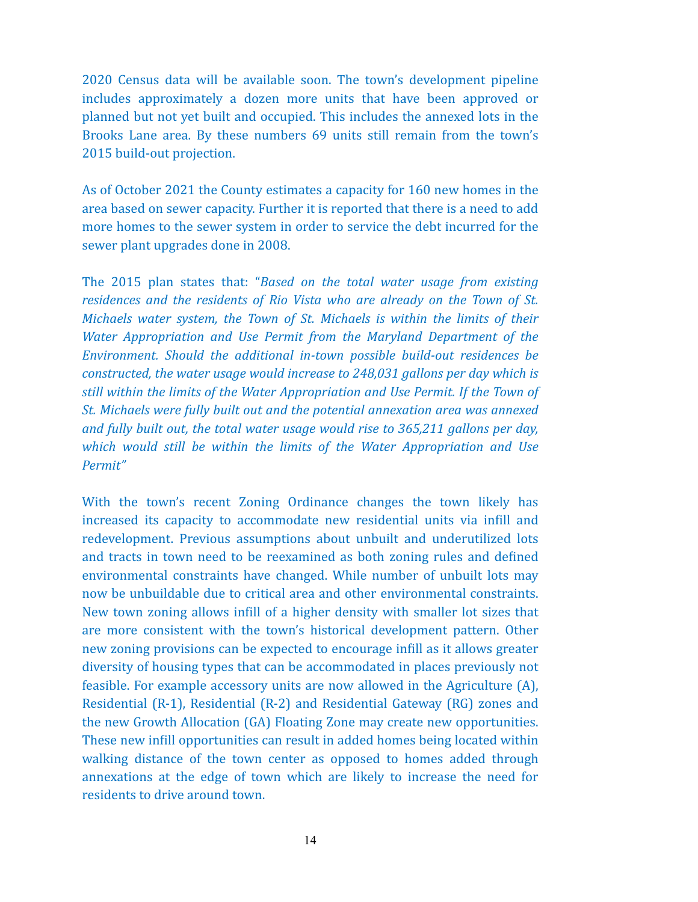2020 Census data will be available soon. The town's development pipeline includes approximately a dozen more units that have been approved or planned but not yet built and occupied. This includes the annexed lots in the Brooks Lane area. By these numbers 69 units still remain from the town's 2015 build-out projection.

As of October 2021 the County estimates a capacity for 160 new homes in the area based on sewer capacity. Further it is reported that there is a need to add more homes to the sewer system in order to service the debt incurred for the sewer plant upgrades done in 2008.

The 2015 plan states that: "*Based on the total water usage from existing residences and the residents of Rio Vista who are already on the Town of St. Michaels water system, the Town of St. Michaels is within the limits of their Water Appropriation and Use Permit from the Maryland Department of the Environment. Should the additional in-town possible build-out residences be constructed, the water usage would increase to 248,031 gallons per day which is still within the limits of the Water Appropriation and Use Permit. If the Town of St. Michaels were fully built out and the potential annexation area was annexed and fully built out, the total water usage would rise to 365,211 gallons per day, which would still be within the limits of the Water Appropriation and Use Permit*"

With the town's recent Zoning Ordinance changes the town likely has increased its capacity to accommodate new residential units via infill and redevelopment. Previous assumptions about unbuilt and underutilized lots and tracts in town need to be reexamined as both zoning rules and defined environmental constraints have changed. While number of unbuilt lots may now be unbuildable due to critical area and other environmental constraints. New town zoning allows infill of a higher density with smaller lot sizes that are more consistent with the town's historical development pattern. Other new zoning provisions can be expected to encourage infill as it allows greater diversity of housing types that can be accommodated in places previously not feasible. For example accessory units are now allowed in the Agriculture (A), Residential (R-1), Residential (R-2) and Residential Gateway (RG) zones and the new Growth Allocation (GA) Floating Zone may create new opportunities. These new infill opportunities can result in added homes being located within walking distance of the town center as opposed to homes added through annexations at the edge of town which are likely to increase the need for residents to drive around town.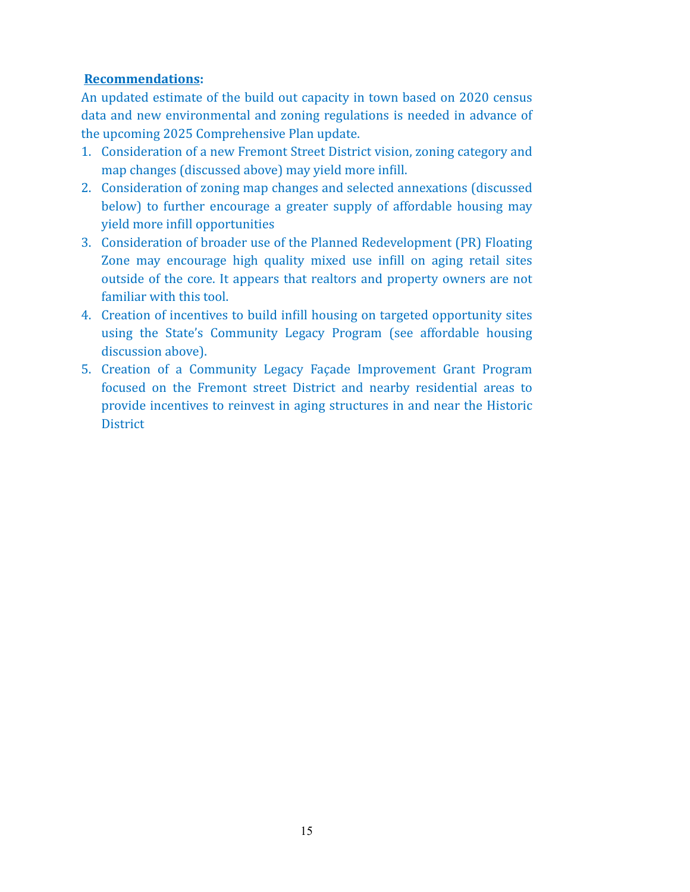**Recommendations:**

An updated estimate of the build out capacity in town based on 2020 census data and new environmental and zoning regulations is needed in advance of the upcoming 2025 Comprehensive Plan update.

1. Consideration of a new Fremont Street District vision, zoning category and map changes (discussed above) may yield more infill.
2. Consideration of zoning map changes and selected annexations (discussed below) to further encourage a greater supply of affordable housing may yield more infill opportunities
3. Consideration of broader use of the Planned Redevelopment (PR) Floating Zone may encourage high quality mixed use infill on aging retail sites outside of the core. It appears that realtors and property owners are not familiar with this tool.
4. Creation of incentives to build infill housing on targeted opportunity sites using the State's Community Legacy Program (see affordable housing discussion above).
5. Creation of a Community Legacy Façade Improvement Grant Program focused on the Fremont street District and nearby residential areas to provide incentives to reinvest in aging structures in and near the Historic District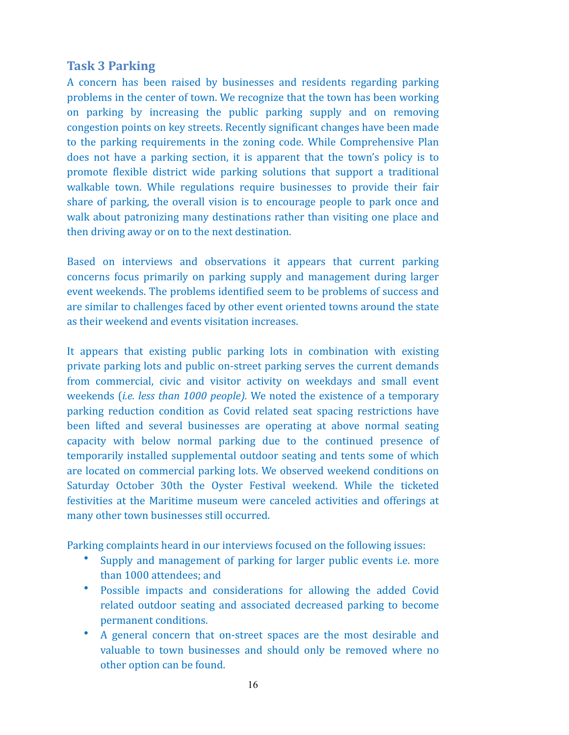## Task 3 Parking

A concern has been raised by businesses and residents regarding parking problems in the center of town. We recognize that the town has been working on parking by increasing the public parking supply and on removing congestion points on key streets. Recently significant changes have been made to the parking requirements in the zoning code. While Comprehensive Plan does not have a parking section, it is apparent that the town's policy is to promote flexible district wide parking solutions that support a traditional walkable town. While regulations require businesses to provide their fair share of parking, the overall vision is to encourage people to park once and walk about patronizing many destinations rather than visiting one place and then driving away or on to the next destination.

Based on interviews and observations it appears that current parking concerns focus primarily on parking supply and management during larger event weekends. The problems identified seem to be problems of success and are similar to challenges faced by other event oriented towns around the state as their weekend and events visitation increases.

It appears that existing public parking lots in combination with existing private parking lots and public on-street parking serves the current demands from commercial, civic and visitor activity on weekdays and small event weekends (*i.e. less than 1000 people).* We noted the existence of a temporary parking reduction condition as Covid related seat spacing restrictions have been lifted and several businesses are operating at above normal seating capacity with below normal parking due to the continued presence of temporarily installed supplemental outdoor seating and tents some of which are located on commercial parking lots. We observed weekend conditions on Saturday October 30th the Oyster Festival weekend. While the ticketed festivities at the Maritime museum were canceled activities and offerings at many other town businesses still occurred.

Parking complaints heard in our interviews focused on the following issues:

- Supply and management of parking for larger public events i.e. more than 1000 attendees; and
- Possible impacts and considerations for allowing the added Covid related outdoor seating and associated decreased parking to become permanent conditions.
- A general concern that on-street spaces are the most desirable and valuable to town businesses and should only be removed where no other option can be found.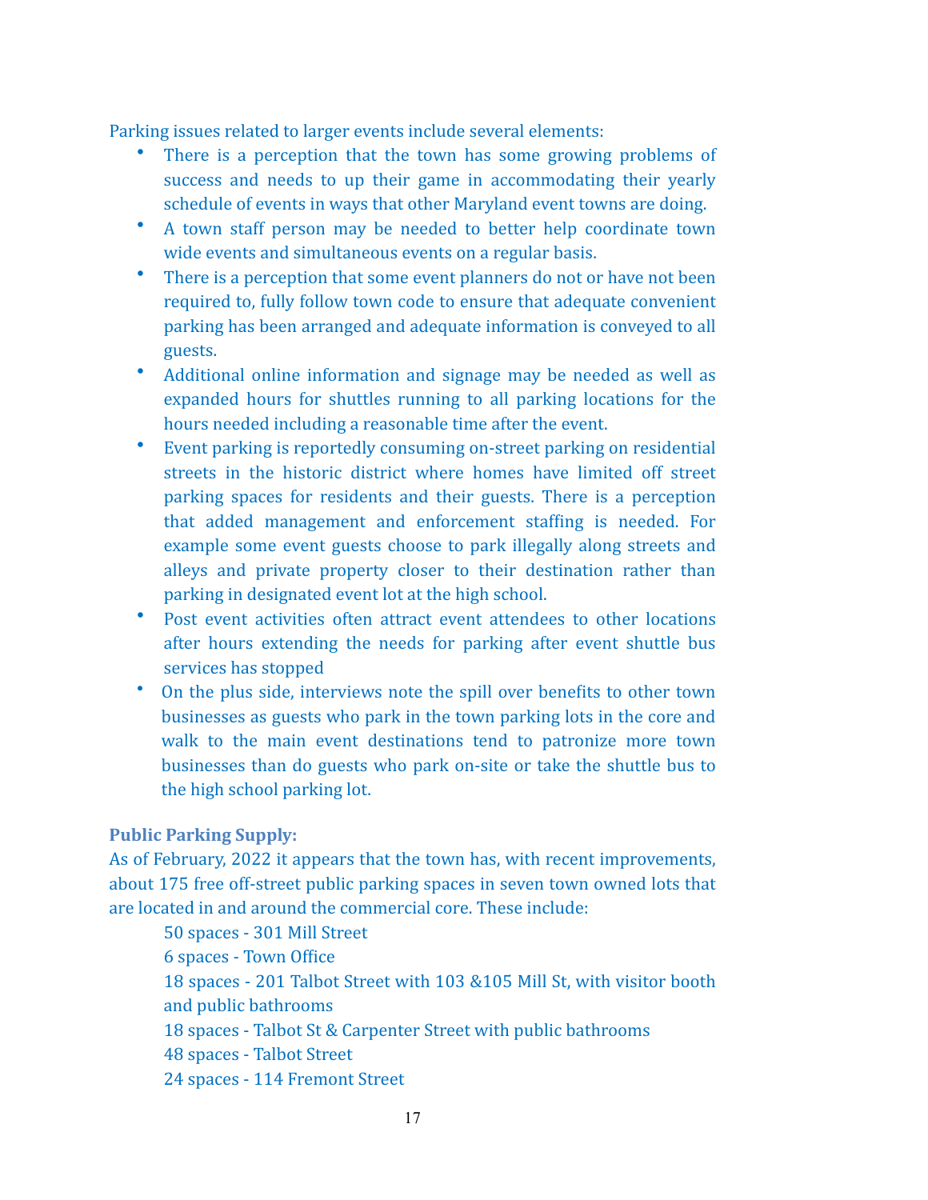Parking issues related to larger events include several elements:

- There is a perception that the town has some growing problems of success and needs to up their game in accommodating their yearly schedule of events in ways that other Maryland event towns are doing.
- A town staff person may be needed to better help coordinate town wide events and simultaneous events on a regular basis.
- There is a perception that some event planners do not or have not been required to, fully follow town code to ensure that adequate convenient parking has been arranged and adequate information is conveyed to all guests.
- Additional online information and signage may be needed as well as expanded hours for shuttles running to all parking locations for the hours needed including a reasonable time after the event.
- Event parking is reportedly consuming on-street parking on residential streets in the historic district where homes have limited off street parking spaces for residents and their guests. There is a perception that added management and enforcement staffing is needed. For example some event guests choose to park illegally along streets and alleys and private property closer to their destination rather than parking in designated event lot at the high school.
- Post event activities often attract event attendees to other locations after hours extending the needs for parking after event shuttle bus services has stopped
- On the plus side, interviews note the spill over benefits to other town businesses as guests who park in the town parking lots in the core and walk to the main event destinations tend to patronize more town businesses than do guests who park on-site or take the shuttle bus to the high school parking lot.

**Public Parking Supply:**

As of February, 2022 it appears that the town has, with recent improvements, about 175 free off-street public parking spaces in seven town owned lots that are located in and around the commercial core. These include:

50 spaces - 301 Mill Street
6 spaces - Town Office
18 spaces - 201 Talbot Street with 103 &105 Mill St, with visitor booth and public bathrooms
18 spaces - Talbot St & Carpenter Street with public bathrooms
48 spaces - Talbot Street
24 spaces - 114 Fremont Street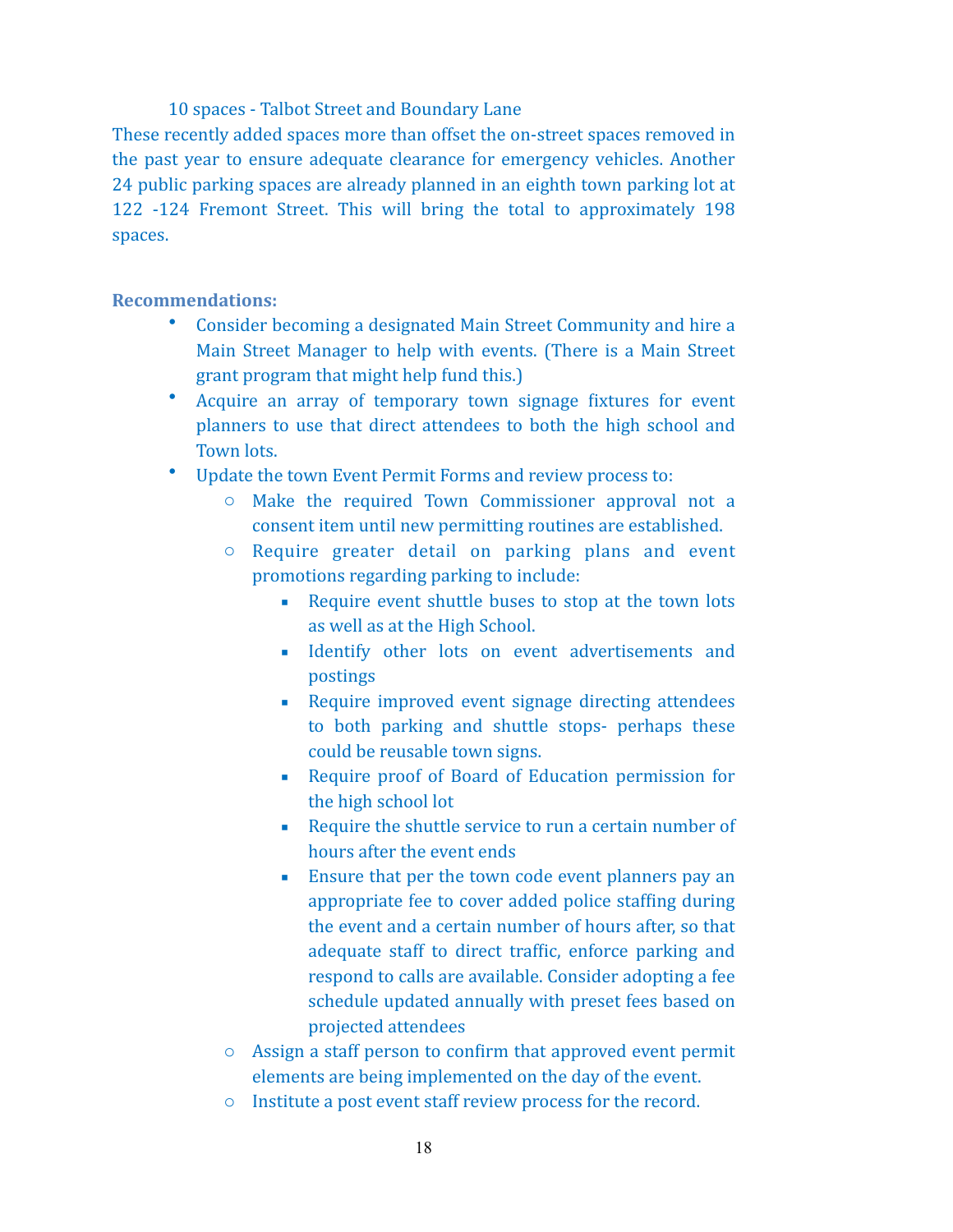10 spaces - Talbot Street and Boundary Lane

These recently added spaces more than offset the on-street spaces removed in the past year to ensure adequate clearance for emergency vehicles. Another 24 public parking spaces are already planned in an eighth town parking lot at 122 -124 Fremont Street. This will bring the total to approximately 198 spaces.

**Recommendations:**

- Consider becoming a designated Main Street Community and hire a Main Street Manager to help with events. (There is a Main Street grant program that might help fund this.)
- Acquire an array of temporary town signage fixtures for event planners to use that direct attendees to both the high school and Town lots.
- Update the town Event Permit Forms and review process to:
  - Make the required Town Commissioner approval not a consent item until new permitting routines are established.
  - Require greater detail on parking plans and event promotions regarding parking to include:
    - Require event shuttle buses to stop at the town lots as well as at the High School.
    - Identify other lots on event advertisements and postings
    - Require improved event signage directing attendees to both parking and shuttle stops- perhaps these could be reusable town signs.
    - Require proof of Board of Education permission for the high school lot
    - Require the shuttle service to run a certain number of hours after the event ends
    - Ensure that per the town code event planners pay an appropriate fee to cover added police staffing during the event and a certain number of hours after, so that adequate staff to direct traffic, enforce parking and respond to calls are available. Consider adopting a fee schedule updated annually with preset fees based on projected attendees
  - Assign a staff person to confirm that approved event permit elements are being implemented on the day of the event.
  - Institute a post event staff review process for the record.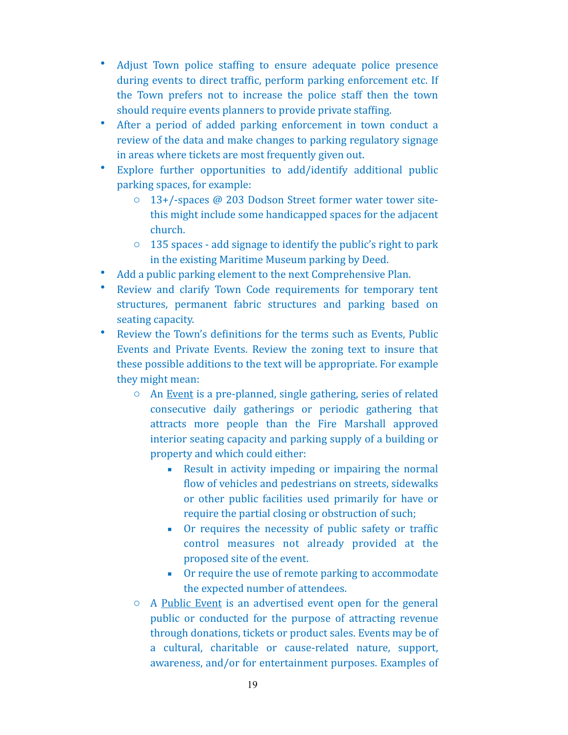- Adjust Town police staffing to ensure adequate police presence during events to direct traffic, perform parking enforcement etc. If the Town prefers not to increase the police staff then the town should require events planners to provide private staffing.
- After a period of added parking enforcement in town conduct a review of the data and make changes to parking regulatory signage in areas where tickets are most frequently given out.
- Explore further opportunities to add/identify additional public parking spaces, for example:
  - 13+/-spaces @ 203 Dodson Street former water tower site-this might include some handicapped spaces for the adjacent church.
  - 135 spaces - add signage to identify the public's right to park in the existing Maritime Museum parking by Deed.
- Add a public parking element to the next Comprehensive Plan.
- Review and clarify Town Code requirements for temporary tent structures, permanent fabric structures and parking based on seating capacity.
- Review the Town's definitions for the terms such as Events, Public Events and Private Events. Review the zoning text to insure that these possible additions to the text will be appropriate. For example they might mean:
  - An <u>Event</u> is a pre-planned, single gathering, series of related consecutive daily gatherings or periodic gathering that attracts more people than the Fire Marshall approved interior seating capacity and parking supply of a building or property and which could either:
    - Result in activity impeding or impairing the normal flow of vehicles and pedestrians on streets, sidewalks or other public facilities used primarily for have or require the partial closing or obstruction of such;
    - Or requires the necessity of public safety or traffic control measures not already provided at the proposed site of the event.
    - Or require the use of remote parking to accommodate the expected number of attendees.
  - A <u>Public Event</u> is an advertised event open for the general public or conducted for the purpose of attracting revenue through donations, tickets or product sales. Events may be of a cultural, charitable or cause-related nature, support, awareness, and/or for entertainment purposes. Examples of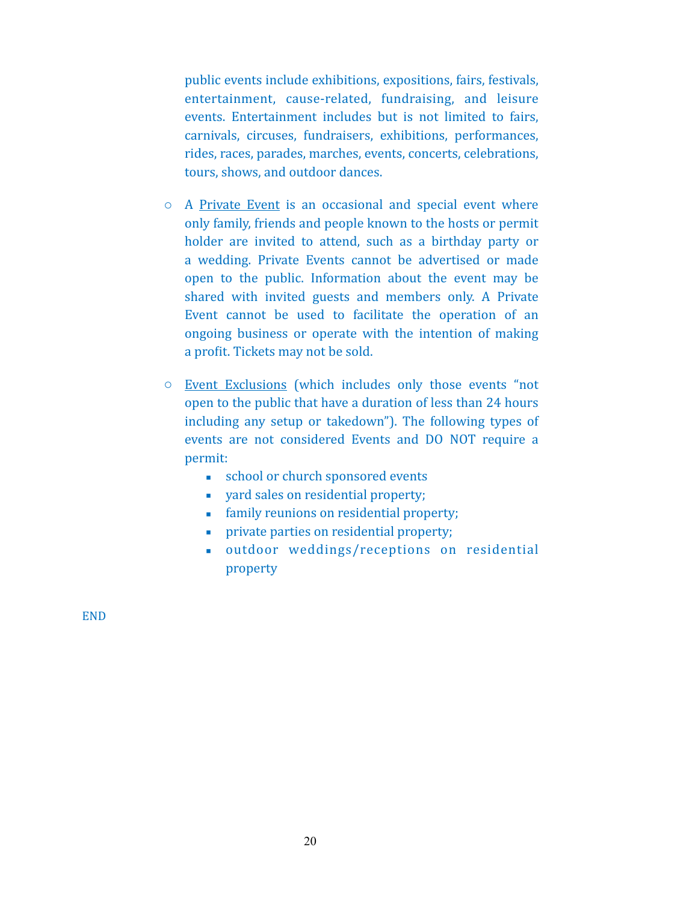public events include exhibitions, expositions, fairs, festivals, entertainment, cause-related, fundraising, and leisure events. Entertainment includes but is not limited to fairs, carnivals, circuses, fundraisers, exhibitions, performances, rides, races, parades, marches, events, concerts, celebrations, tours, shows, and outdoor dances.

- A <u>Private Event</u> is an occasional and special event where only family, friends and people known to the hosts or permit holder are invited to attend, such as a birthday party or a wedding. Private Events cannot be advertised or made open to the public. Information about the event may be shared with invited guests and members only. A Private Event cannot be used to facilitate the operation of an ongoing business or operate with the intention of making a profit. Tickets may not be sold.

- <u>Event Exclusions</u> (which includes only those events "not open to the public that have a duration of less than 24 hours including any setup or takedown"). The following types of events are not considered Events and DO NOT require a permit:
  - school or church sponsored events
  - yard sales on residential property;
  - family reunions on residential property;
  - private parties on residential property;
  - outdoor weddings/receptions on residential property

END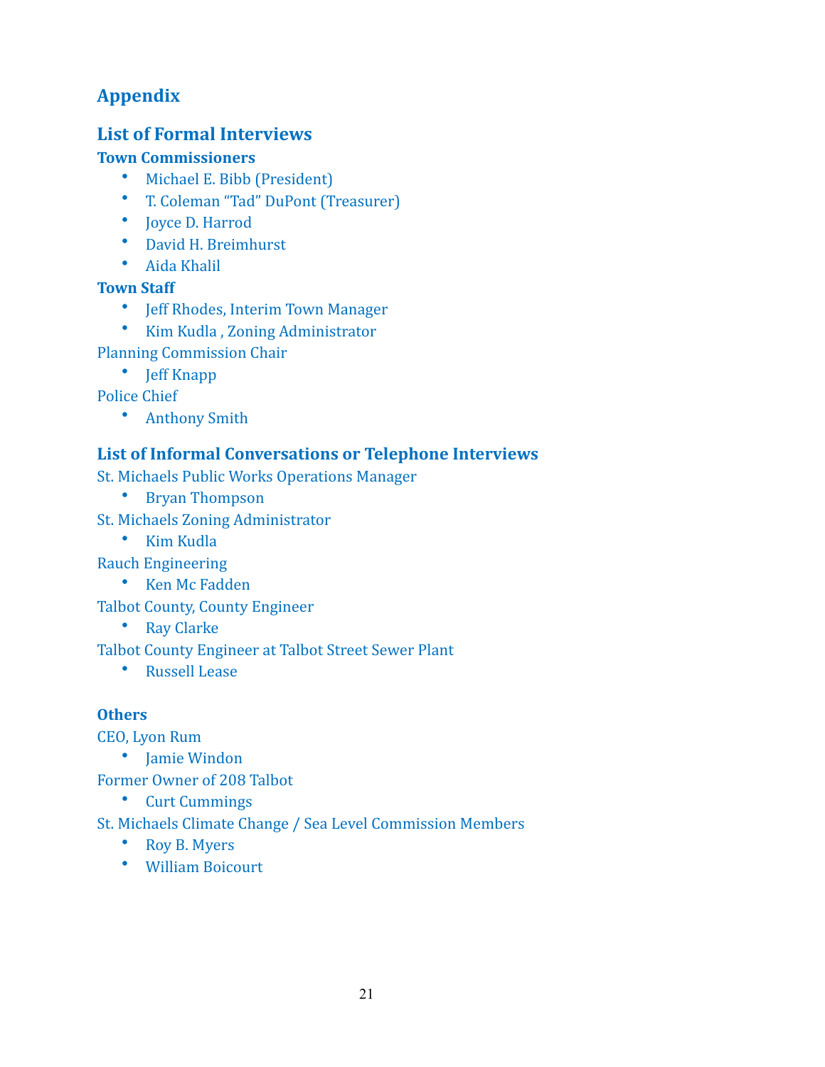# Appendix

## List of Formal Interviews

### Town Commissioners

- Michael E. Bibb (President)
- T. Coleman "Tad" DuPont (Treasurer)
- Joyce D. Harrod
- David H. Breimhurst
- Aida Khalil

### Town Staff

- Jeff Rhodes, Interim Town Manager
- Kim Kudla , Zoning Administrator

Planning Commission Chair

- Jeff Knapp

Police Chief

- Anthony Smith

## List of Informal Conversations or Telephone Interviews

St. Michaels Public Works Operations Manager

- Bryan Thompson

St. Michaels Zoning Administrator

- Kim Kudla

Rauch Engineering

- Ken Mc Fadden

Talbot County, County Engineer

- Ray Clarke

Talbot County Engineer at Talbot Street Sewer Plant

- Russell Lease

### Others

CEO, Lyon Rum

- Jamie Windon

Former Owner of 208 Talbot

- Curt Cummings

St. Michaels Climate Change / Sea Level Commission Members

- Roy B. Myers
- William Boicourt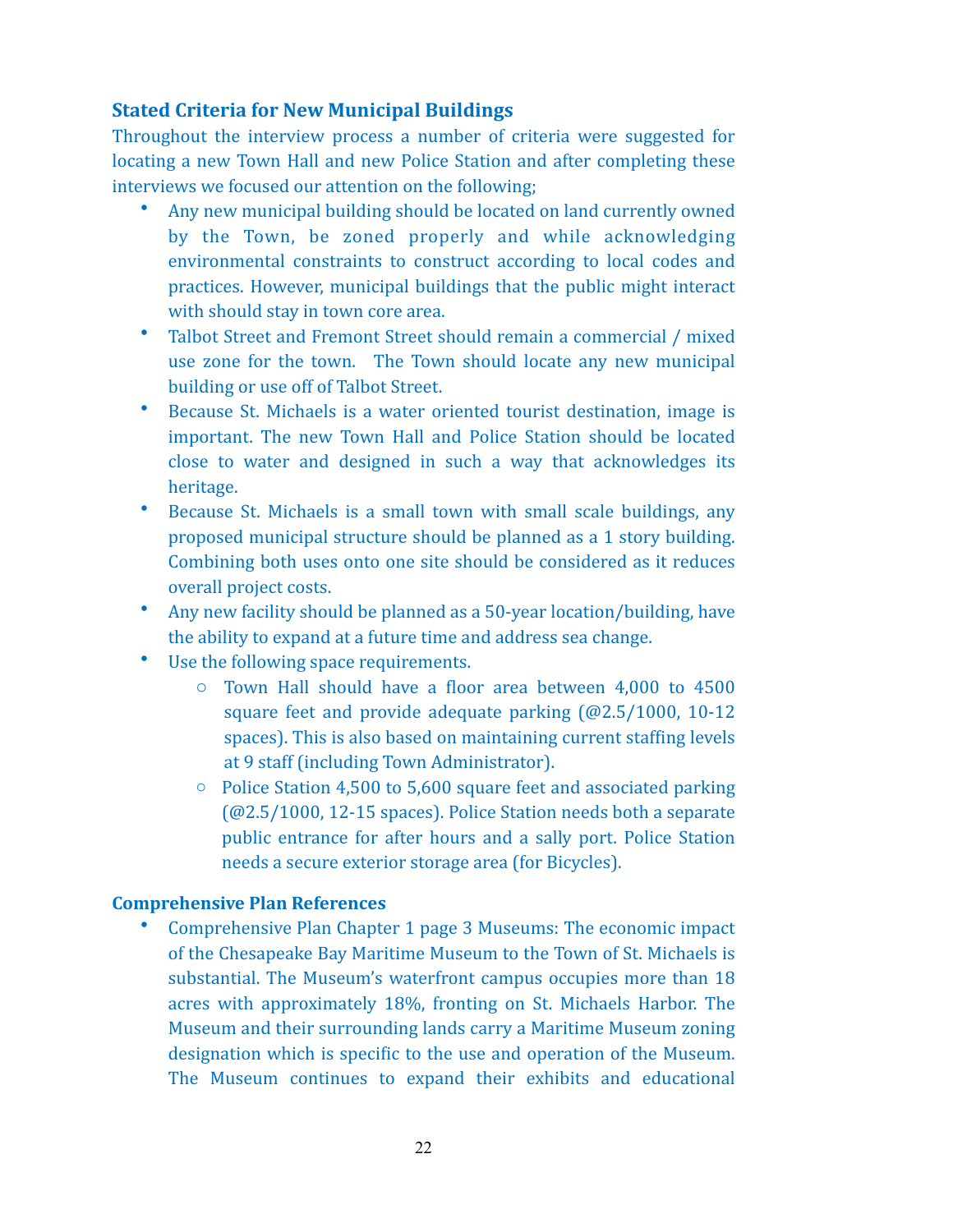### Stated Criteria for New Municipal Buildings

Throughout the interview process a number of criteria were suggested for locating a new Town Hall and new Police Station and after completing these interviews we focused our attention on the following;

- Any new municipal building should be located on land currently owned by the Town, be zoned properly and while acknowledging environmental constraints to construct according to local codes and practices. However, municipal buildings that the public might interact with should stay in town core area.
- Talbot Street and Fremont Street should remain a commercial / mixed use zone for the town. The Town should locate any new municipal building or use off of Talbot Street.
- Because St. Michaels is a water oriented tourist destination, image is important. The new Town Hall and Police Station should be located close to water and designed in such a way that acknowledges its heritage.
- Because St. Michaels is a small town with small scale buildings, any proposed municipal structure should be planned as a 1 story building. Combining both uses onto one site should be considered as it reduces overall project costs.
- Any new facility should be planned as a 50-year location/building, have the ability to expand at a future time and address sea change.
- Use the following space requirements.
  - Town Hall should have a floor area between 4,000 to 4500 square feet and provide adequate parking (@2.5/1000, 10-12 spaces). This is also based on maintaining current staffing levels at 9 staff (including Town Administrator).
  - Police Station 4,500 to 5,600 square feet and associated parking (@2.5/1000, 12-15 spaces). Police Station needs both a separate public entrance for after hours and a sally port. Police Station needs a secure exterior storage area (for Bicycles).

### Comprehensive Plan References

- Comprehensive Plan Chapter 1 page 3 Museums: The economic impact of the Chesapeake Bay Maritime Museum to the Town of St. Michaels is substantial. The Museum's waterfront campus occupies more than 18 acres with approximately 18%, fronting on St. Michaels Harbor. The Museum and their surrounding lands carry a Maritime Museum zoning designation which is specific to the use and operation of the Museum. The Museum continues to expand their exhibits and educational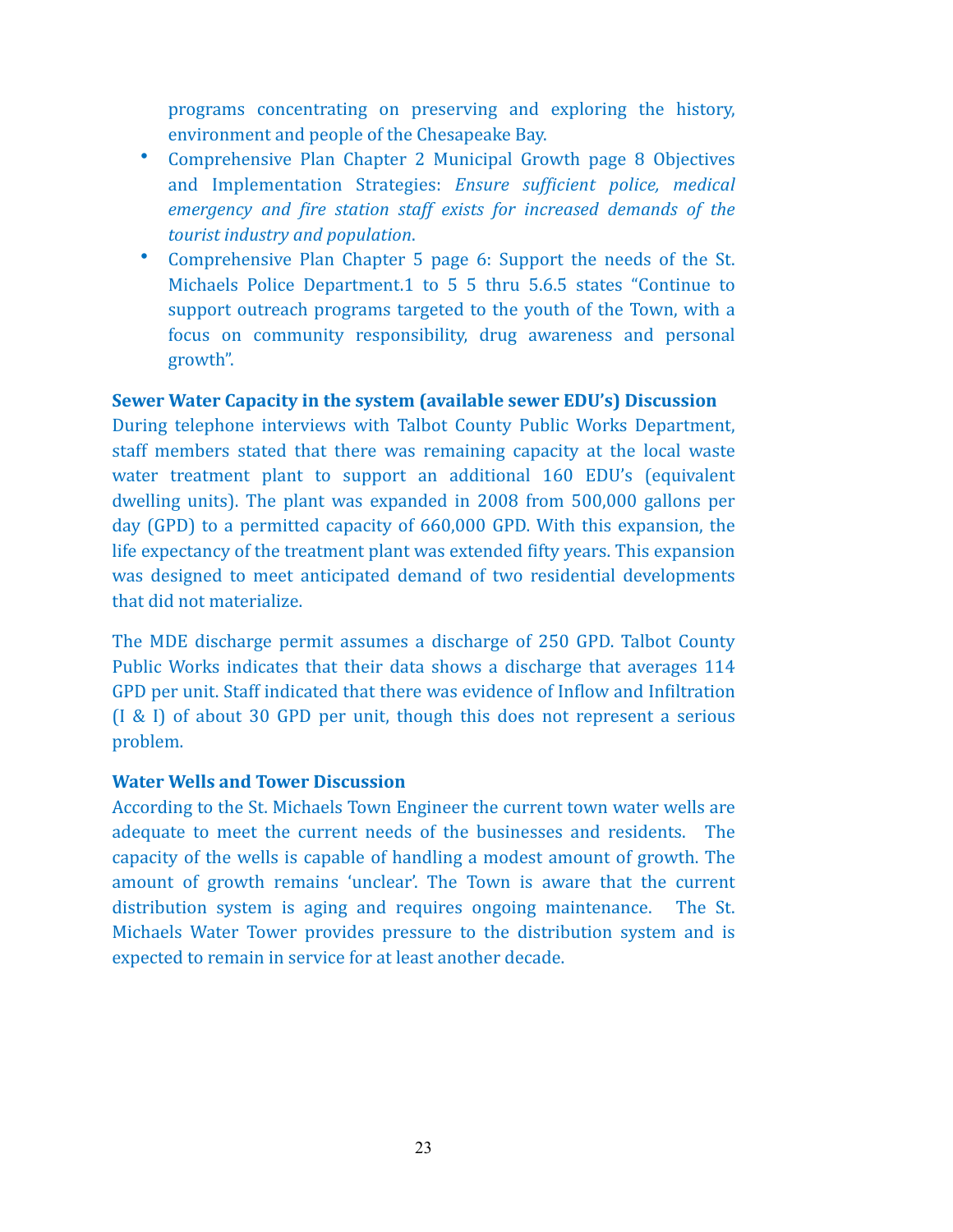programs concentrating on preserving and exploring the history, environment and people of the Chesapeake Bay.

- Comprehensive Plan Chapter 2 Municipal Growth page 8 Objectives and Implementation Strategies: *Ensure sufficient police, medical emergency and fire station staff exists for increased demands of the tourist industry and population*.
- Comprehensive Plan Chapter 5 page 6: Support the needs of the St. Michaels Police Department.1 to 5 5 thru 5.6.5 states "Continue to support outreach programs targeted to the youth of the Town, with a focus on community responsibility, drug awareness and personal growth".

**Sewer Water Capacity in the system (available sewer EDU's) Discussion**

During telephone interviews with Talbot County Public Works Department, staff members stated that there was remaining capacity at the local waste water treatment plant to support an additional 160 EDU's (equivalent dwelling units). The plant was expanded in 2008 from 500,000 gallons per day (GPD) to a permitted capacity of 660,000 GPD. With this expansion, the life expectancy of the treatment plant was extended fifty years. This expansion was designed to meet anticipated demand of two residential developments that did not materialize.

The MDE discharge permit assumes a discharge of 250 GPD. Talbot County Public Works indicates that their data shows a discharge that averages 114 GPD per unit. Staff indicated that there was evidence of Inflow and Infiltration (I & I) of about 30 GPD per unit, though this does not represent a serious problem.

**Water Wells and Tower Discussion**

According to the St. Michaels Town Engineer the current town water wells are adequate to meet the current needs of the businesses and residents. The capacity of the wells is capable of handling a modest amount of growth. The amount of growth remains 'unclear'. The Town is aware that the current distribution system is aging and requires ongoing maintenance. The St. Michaels Water Tower provides pressure to the distribution system and is expected to remain in service for at least another decade.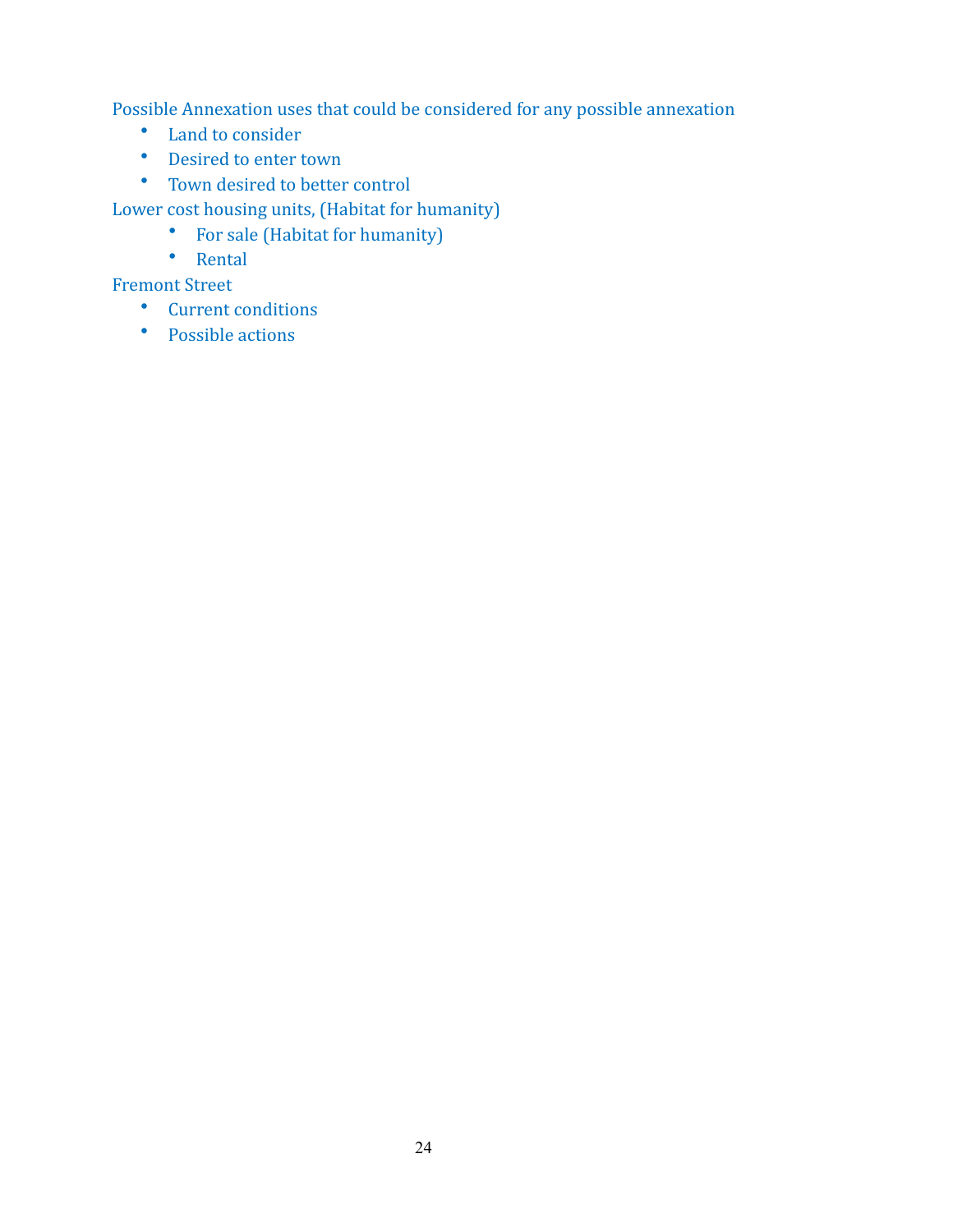Possible Annexation uses that could be considered for any possible annexation

- Land to consider
- Desired to enter town
- Town desired to better control

Lower cost housing units, (Habitat for humanity)

  - For sale (Habitat for humanity)
  - Rental

Fremont Street

- Current conditions
- Possible actions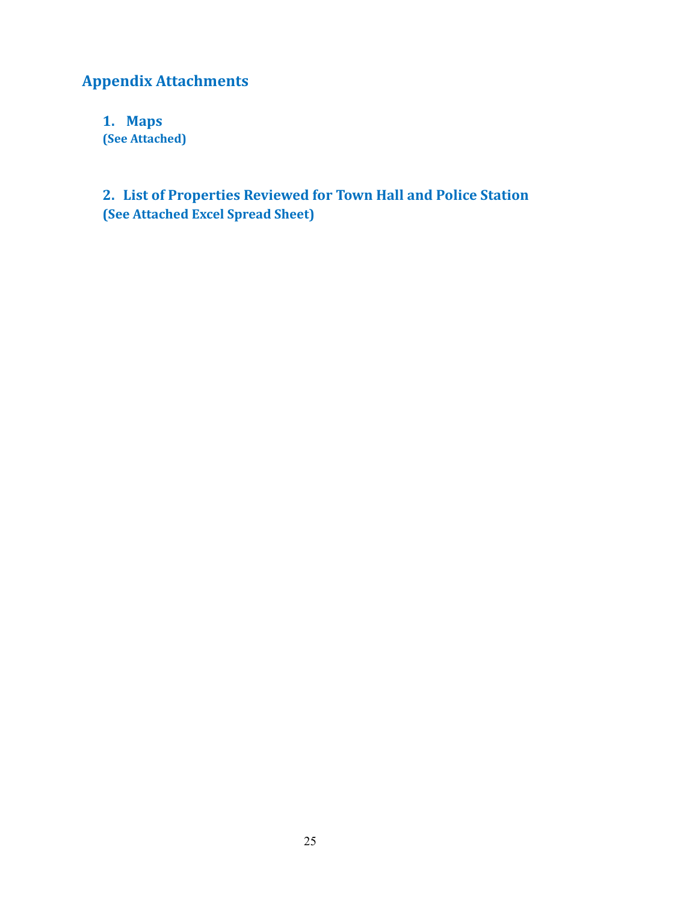## Appendix Attachments

### 1. Maps
**(See Attached)**

### 2. List of Properties Reviewed for Town Hall and Police Station
**(See Attached Excel Spread Sheet)**